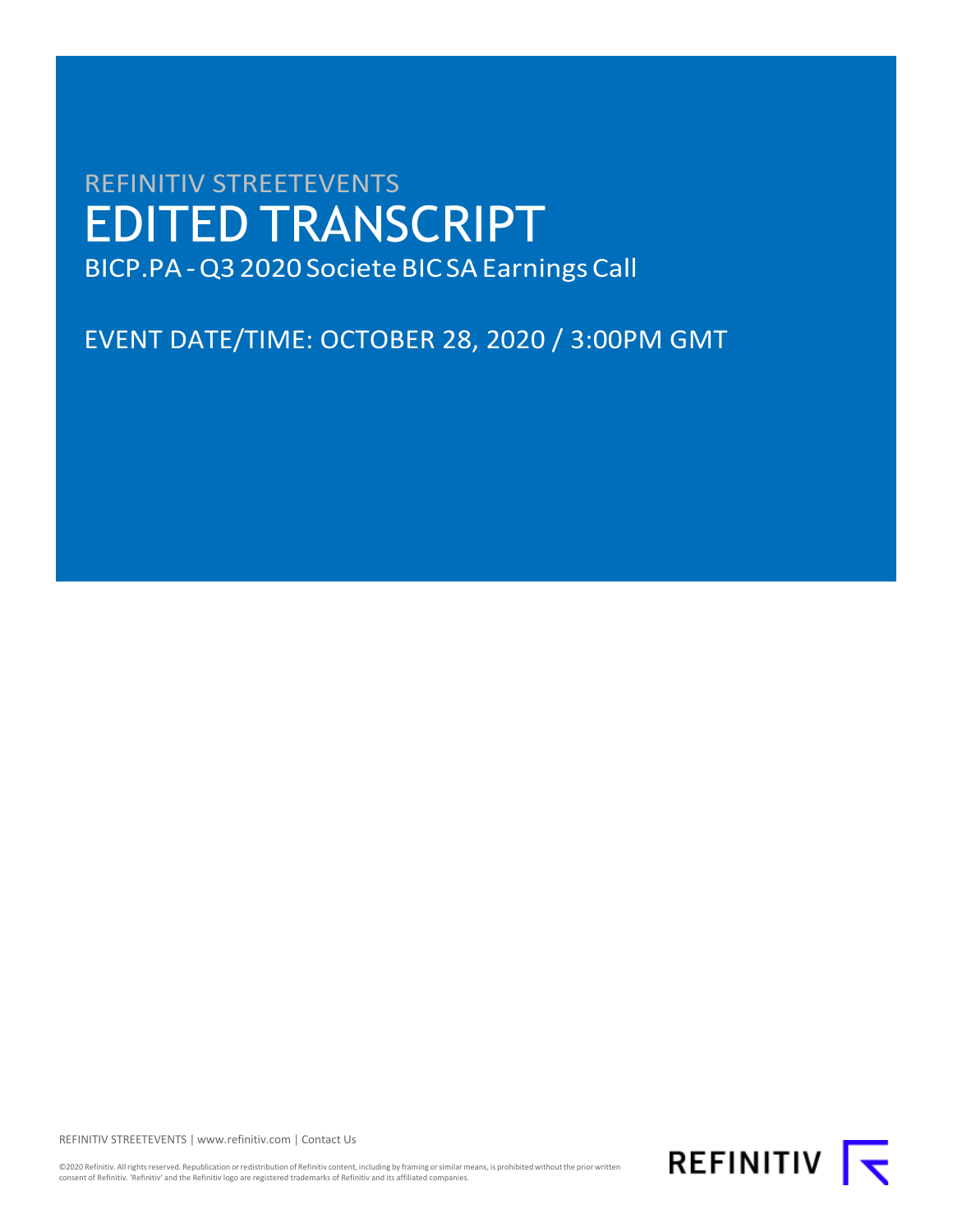REFINITIV STREETEVENTS

# EDITED TRANSCRIPT

BICP.PA - Q3 2020 Societe BIC SA Earnings Call

EVENT DATE/TIME: OCTOBER 28, 2020 / 3:00PM GMT

REFINITIV STREETEVENTS | www.refinitiv.com | Contact Us

©2020 Refinitiv. All rights reserved. Republication or redistribution of Refinitiv content, including by framing or similar means, is prohibited without the prior written consent of Refinitiv. 'Refinitiv' and the Refinitiv logo are registered trademarks of Refinitiv and its affiliated companies.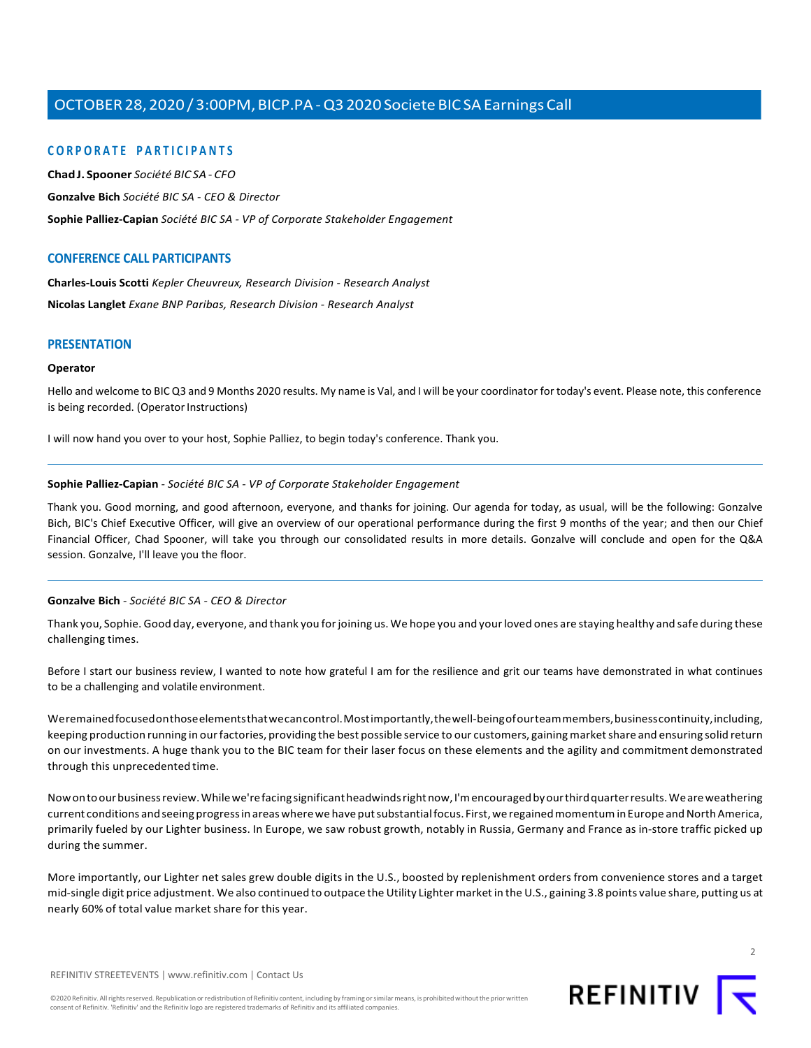## CORPORATE PARTICIPANTS

**Chad J. Spooner** *Société BIC SA - CFO*

**Gonzalve Bich** *Société BIC SA - CEO & Director*

**Sophie Palliez-Capian** *Société BIC SA - VP of Corporate Stakeholder Engagement*

## CONFERENCE CALL PARTICIPANTS

**Charles-Louis Scotti** *Kepler Cheuvreux, Research Division - Research Analyst*

**Nicolas Langlet** *Exane BNP Paribas, Research Division - Research Analyst*

## PRESENTATION

**Operator**

Hello and welcome to BIC Q3 and 9 Months 2020 results. My name is Val, and I will be your coordinator for today's event. Please note, this conference is being recorded. (Operator Instructions)

I will now hand you over to your host, Sophie Palliez, to begin today's conference. Thank you.

---

**Sophie Palliez-Capian** - *Société BIC SA - VP of Corporate Stakeholder Engagement*

Thank you. Good morning, and good afternoon, everyone, and thanks for joining. Our agenda for today, as usual, will be the following: Gonzalve Bich, BIC's Chief Executive Officer, will give an overview of our operational performance during the first 9 months of the year; and then our Chief Financial Officer, Chad Spooner, will take you through our consolidated results in more details. Gonzalve will conclude and open for the Q&A session. Gonzalve, I'll leave you the floor.

---

**Gonzalve Bich** - *Société BIC SA - CEO & Director*

Thank you, Sophie. Good day, everyone, and thank you for joining us. We hope you and your loved ones are staying healthy and safe during these challenging times.

Before I start our business review, I wanted to note how grateful I am for the resilience and grit our teams have demonstrated in what continues to be a challenging and volatile environment.

We remained focused on those elements that we can control. Most importantly, the well-being of our team members, business continuity, including, keeping production running in our factories, providing the best possible service to our customers, gaining market share and ensuring solid return on our investments. A huge thank you to the BIC team for their laser focus on these elements and the agility and commitment demonstrated through this unprecedented time.

Now on to our business review. While we're facing significant headwinds right now, I'm encouraged by our third quarter results. We are weathering current conditions and seeing progress in areas where we have put substantial focus. First, we regained momentum in Europe and North America, primarily fueled by our Lighter business. In Europe, we saw robust growth, notably in Russia, Germany and France as in-store traffic picked up during the summer.

More importantly, our Lighter net sales grew double digits in the U.S., boosted by replenishment orders from convenience stores and a target mid-single digit price adjustment. We also continued to outpace the Utility Lighter market in the U.S., gaining 3.8 points value share, putting us at nearly 60% of total value market share for this year.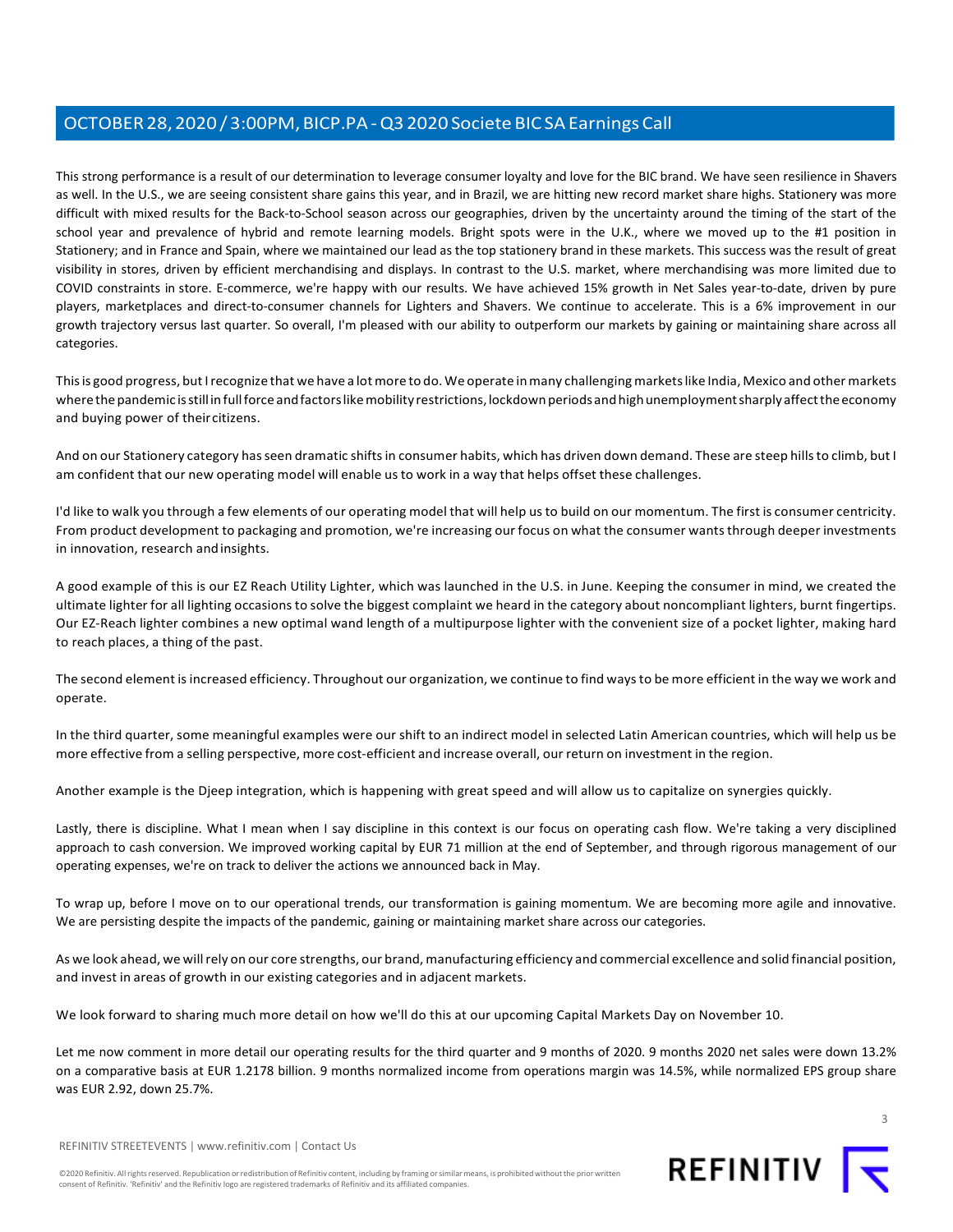This strong performance is a result of our determination to leverage consumer loyalty and love for the BIC brand. We have seen resilience in Shavers as well. In the U.S., we are seeing consistent share gains this year, and in Brazil, we are hitting new record market share highs. Stationery was more difficult with mixed results for the Back-to-School season across our geographies, driven by the uncertainty around the timing of the start of the school year and prevalence of hybrid and remote learning models. Bright spots were in the U.K., where we moved up to the #1 position in Stationery; and in France and Spain, where we maintained our lead as the top stationery brand in these markets. This success was the result of great visibility in stores, driven by efficient merchandising and displays. In contrast to the U.S. market, where merchandising was more limited due to COVID constraints in store. E-commerce, we're happy with our results. We have achieved 15% growth in Net Sales year-to-date, driven by pure players, marketplaces and direct-to-consumer channels for Lighters and Shavers. We continue to accelerate. This is a 6% improvement in our growth trajectory versus last quarter. So overall, I'm pleased with our ability to outperform our markets by gaining or maintaining share across all categories.

This is good progress, but I recognize that we have a lot more to do. We operate in many challenging markets like India, Mexico and other markets where the pandemic is still in full force and factors like mobility restrictions, lockdown periods and high unemployment sharply affect the economy and buying power of their citizens.

And on our Stationery category has seen dramatic shifts in consumer habits, which has driven down demand. These are steep hills to climb, but I am confident that our new operating model will enable us to work in a way that helps offset these challenges.

I'd like to walk you through a few elements of our operating model that will help us to build on our momentum. The first is consumer centricity. From product development to packaging and promotion, we're increasing our focus on what the consumer wants through deeper investments in innovation, research and insights.

A good example of this is our EZ Reach Utility Lighter, which was launched in the U.S. in June. Keeping the consumer in mind, we created the ultimate lighter for all lighting occasions to solve the biggest complaint we heard in the category about noncompliant lighters, burnt fingertips. Our EZ-Reach lighter combines a new optimal wand length of a multipurpose lighter with the convenient size of a pocket lighter, making hard to reach places, a thing of the past.

The second element is increased efficiency. Throughout our organization, we continue to find ways to be more efficient in the way we work and operate.

In the third quarter, some meaningful examples were our shift to an indirect model in selected Latin American countries, which will help us be more effective from a selling perspective, more cost-efficient and increase overall, our return on investment in the region.

Another example is the Djeep integration, which is happening with great speed and will allow us to capitalize on synergies quickly.

Lastly, there is discipline. What I mean when I say discipline in this context is our focus on operating cash flow. We're taking a very disciplined approach to cash conversion. We improved working capital by EUR 71 million at the end of September, and through rigorous management of our operating expenses, we're on track to deliver the actions we announced back in May.

To wrap up, before I move on to our operational trends, our transformation is gaining momentum. We are becoming more agile and innovative. We are persisting despite the impacts of the pandemic, gaining or maintaining market share across our categories.

As we look ahead, we will rely on our core strengths, our brand, manufacturing efficiency and commercial excellence and solid financial position, and invest in areas of growth in our existing categories and in adjacent markets.

We look forward to sharing much more detail on how we'll do this at our upcoming Capital Markets Day on November 10.

Let me now comment in more detail our operating results for the third quarter and 9 months of 2020. 9 months 2020 net sales were down 13.2% on a comparative basis at EUR 1.2178 billion. 9 months normalized income from operations margin was 14.5%, while normalized EPS group share was EUR 2.92, down 25.7%.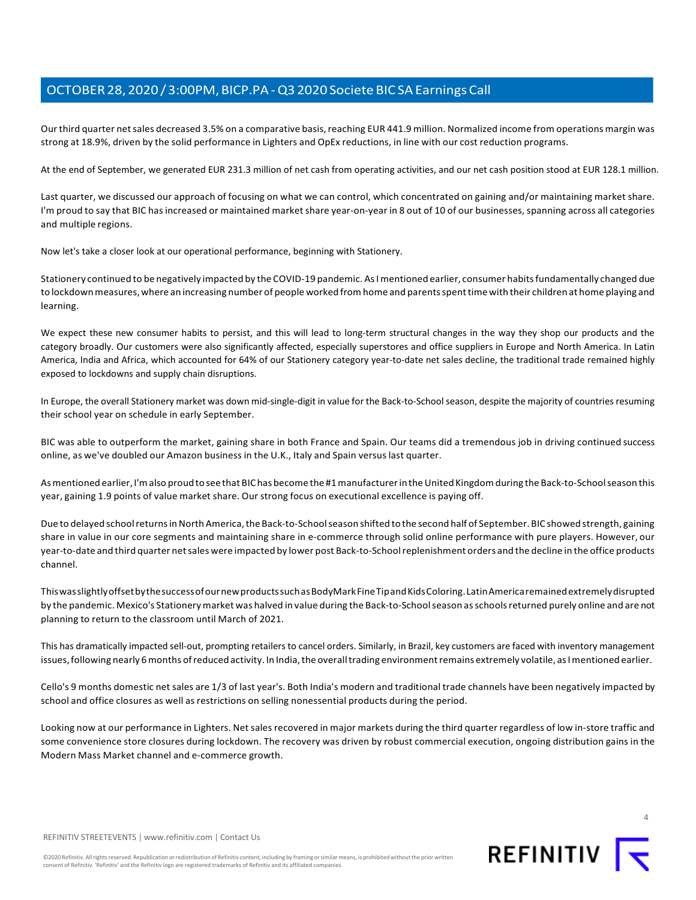Our third quarter net sales decreased 3.5% on a comparative basis, reaching EUR 441.9 million. Normalized income from operations margin was strong at 18.9%, driven by the solid performance in Lighters and OpEx reductions, in line with our cost reduction programs.

At the end of September, we generated EUR 231.3 million of net cash from operating activities, and our net cash position stood at EUR 128.1 million.

Last quarter, we discussed our approach of focusing on what we can control, which concentrated on gaining and/or maintaining market share. I'm proud to say that BIC has increased or maintained market share year-on-year in 8 out of 10 of our businesses, spanning across all categories and multiple regions.

Now let's take a closer look at our operational performance, beginning with Stationery.

Stationery continued to be negatively impacted by the COVID-19 pandemic. As I mentioned earlier, consumer habits fundamentally changed due to lockdown measures, where an increasing number of people worked from home and parents spent time with their children at home playing and learning.

We expect these new consumer habits to persist, and this will lead to long-term structural changes in the way they shop our products and the category broadly. Our customers were also significantly affected, especially superstores and office suppliers in Europe and North America. In Latin America, India and Africa, which accounted for 64% of our Stationery category year-to-date net sales decline, the traditional trade remained highly exposed to lockdowns and supply chain disruptions.

In Europe, the overall Stationery market was down mid-single-digit in value for the Back-to-School season, despite the majority of countries resuming their school year on schedule in early September.

BIC was able to outperform the market, gaining share in both France and Spain. Our teams did a tremendous job in driving continued success online, as we've doubled our Amazon business in the U.K., Italy and Spain versus last quarter.

As mentioned earlier, I'm also proud to see that BIC has become the #1 manufacturer in the United Kingdom during the Back-to-School season this year, gaining 1.9 points of value market share. Our strong focus on executional excellence is paying off.

Due to delayed school returns in North America, the Back-to-School season shifted to the second half of September. BIC showed strength, gaining share in value in our core segments and maintaining share in e-commerce through solid online performance with pure players. However, our year-to-date and third quarter net sales were impacted by lower post Back-to-School replenishment orders and the decline in the office products channel.

This was slightly offset by the success of our new products such as BodyMark Fine Tip and Kids Coloring. Latin America remained extremely disrupted by the pandemic. Mexico's Stationery market was halved in value during the Back-to-School season as schools returned purely online and are not planning to return to the classroom until March of 2021.

This has dramatically impacted sell-out, prompting retailers to cancel orders. Similarly, in Brazil, key customers are faced with inventory management issues, following nearly 6 months of reduced activity. In India, the overall trading environment remains extremely volatile, as I mentioned earlier.

Cello's 9 months domestic net sales are 1/3 of last year's. Both India's modern and traditional trade channels have been negatively impacted by school and office closures as well as restrictions on selling nonessential products during the period.

Looking now at our performance in Lighters. Net sales recovered in major markets during the third quarter regardless of low in-store traffic and some convenience store closures during lockdown. The recovery was driven by robust commercial execution, ongoing distribution gains in the Modern Mass Market channel and e-commerce growth.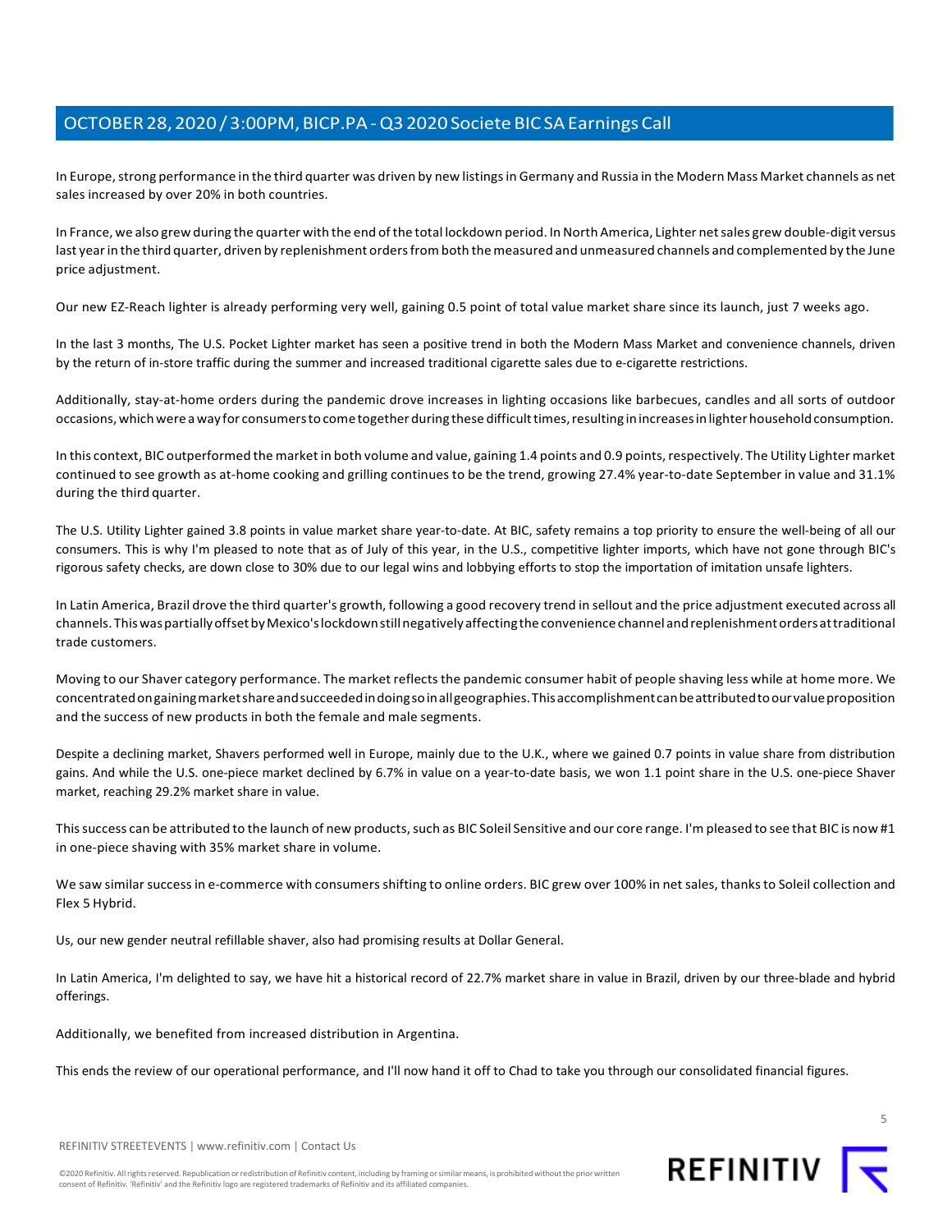In Europe, strong performance in the third quarter was driven by new listings in Germany and Russia in the Modern Mass Market channels as net sales increased by over 20% in both countries.

In France, we also grew during the quarter with the end of the total lockdown period. In North America, Lighter net sales grew double-digit versus last year in the third quarter, driven by replenishment orders from both the measured and unmeasured channels and complemented by the June price adjustment.

Our new EZ-Reach lighter is already performing very well, gaining 0.5 point of total value market share since its launch, just 7 weeks ago.

In the last 3 months, The U.S. Pocket Lighter market has seen a positive trend in both the Modern Mass Market and convenience channels, driven by the return of in-store traffic during the summer and increased traditional cigarette sales due to e-cigarette restrictions.

Additionally, stay-at-home orders during the pandemic drove increases in lighting occasions like barbecues, candles and all sorts of outdoor occasions, which were a way for consumers to come together during these difficult times, resulting in increases in lighter household consumption.

In this context, BIC outperformed the market in both volume and value, gaining 1.4 points and 0.9 points, respectively. The Utility Lighter market continued to see growth as at-home cooking and grilling continues to be the trend, growing 27.4% year-to-date September in value and 31.1% during the third quarter.

The U.S. Utility Lighter gained 3.8 points in value market share year-to-date. At BIC, safety remains a top priority to ensure the well-being of all our consumers. This is why I'm pleased to note that as of July of this year, in the U.S., competitive lighter imports, which have not gone through BIC's rigorous safety checks, are down close to 30% due to our legal wins and lobbying efforts to stop the importation of imitation unsafe lighters.

In Latin America, Brazil drove the third quarter's growth, following a good recovery trend in sellout and the price adjustment executed across all channels. This was partially offset by Mexico's lockdown still negatively affecting the convenience channel and replenishment orders at traditional trade customers.

Moving to our Shaver category performance. The market reflects the pandemic consumer habit of people shaving less while at home more. We concentrated on gaining market share and succeeded in doing so in all geographies. This accomplishment can be attributed to our value proposition and the success of new products in both the female and male segments.

Despite a declining market, Shavers performed well in Europe, mainly due to the U.K., where we gained 0.7 points in value share from distribution gains. And while the U.S. one-piece market declined by 6.7% in value on a year-to-date basis, we won 1.1 point share in the U.S. one-piece Shaver market, reaching 29.2% market share in value.

This success can be attributed to the launch of new products, such as BIC Soleil Sensitive and our core range. I'm pleased to see that BIC is now #1 in one-piece shaving with 35% market share in volume.

We saw similar success in e-commerce with consumers shifting to online orders. BIC grew over 100% in net sales, thanks to Soleil collection and Flex 5 Hybrid.

Us, our new gender neutral refillable shaver, also had promising results at Dollar General.

In Latin America, I'm delighted to say, we have hit a historical record of 22.7% market share in value in Brazil, driven by our three-blade and hybrid offerings.

Additionally, we benefited from increased distribution in Argentina.

This ends the review of our operational performance, and I'll now hand it off to Chad to take you through our consolidated financial figures.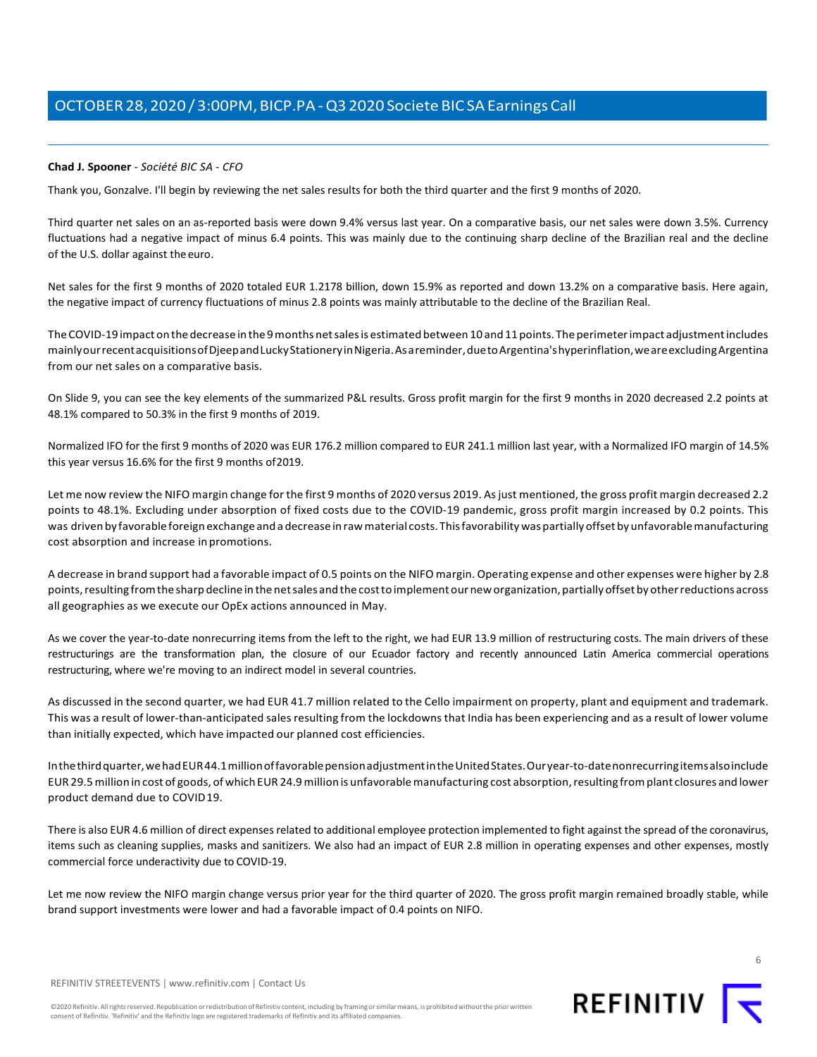**Chad J. Spooner** - *Société BIC SA - CFO*

Thank you, Gonzalve. I'll begin by reviewing the net sales results for both the third quarter and the first 9 months of 2020.

Third quarter net sales on an as-reported basis were down 9.4% versus last year. On a comparative basis, our net sales were down 3.5%. Currency fluctuations had a negative impact of minus 6.4 points. This was mainly due to the continuing sharp decline of the Brazilian real and the decline of the U.S. dollar against the euro.

Net sales for the first 9 months of 2020 totaled EUR 1.2178 billion, down 15.9% as reported and down 13.2% on a comparative basis. Here again, the negative impact of currency fluctuations of minus 2.8 points was mainly attributable to the decline of the Brazilian Real.

The COVID-19 impact on the decrease in the 9 months net sales is estimated between 10 and 11 points. The perimeter impact adjustment includes mainly our recent acquisitions of Djeep and Lucky Stationery in Nigeria. As a reminder, due to Argentina's hyperinflation, we are excluding Argentina from our net sales on a comparative basis.

On Slide 9, you can see the key elements of the summarized P&L results. Gross profit margin for the first 9 months in 2020 decreased 2.2 points at 48.1% compared to 50.3% in the first 9 months of 2019.

Normalized IFO for the first 9 months of 2020 was EUR 176.2 million compared to EUR 241.1 million last year, with a Normalized IFO margin of 14.5% this year versus 16.6% for the first 9 months of 2019.

Let me now review the NIFO margin change for the first 9 months of 2020 versus 2019. As just mentioned, the gross profit margin decreased 2.2 points to 48.1%. Excluding under absorption of fixed costs due to the COVID-19 pandemic, gross profit margin increased by 0.2 points. This was driven by favorable foreign exchange and a decrease in raw material costs. This favorability was partially offset by unfavorable manufacturing cost absorption and increase in promotions.

A decrease in brand support had a favorable impact of 0.5 points on the NIFO margin. Operating expense and other expenses were higher by 2.8 points, resulting from the sharp decline in the net sales and the cost to implement our new organization, partially offset by other reductions across all geographies as we execute our OpEx actions announced in May.

As we cover the year-to-date nonrecurring items from the left to the right, we had EUR 13.9 million of restructuring costs. The main drivers of these restructurings are the transformation plan, the closure of our Ecuador factory and recently announced Latin America commercial operations restructuring, where we're moving to an indirect model in several countries.

As discussed in the second quarter, we had EUR 41.7 million related to the Cello impairment on property, plant and equipment and trademark. This was a result of lower-than-anticipated sales resulting from the lockdowns that India has been experiencing and as a result of lower volume than initially expected, which have impacted our planned cost efficiencies.

In the third quarter, we had EUR 44.1 million of favorable pension adjustment in the United States. Our year-to-date nonrecurring items also include EUR 29.5 million in cost of goods, of which EUR 24.9 million is unfavorable manufacturing cost absorption, resulting from plant closures and lower product demand due to COVID 19.

There is also EUR 4.6 million of direct expenses related to additional employee protection implemented to fight against the spread of the coronavirus, items such as cleaning supplies, masks and sanitizers. We also had an impact of EUR 2.8 million in operating expenses and other expenses, mostly commercial force underactivity due to COVID-19.

Let me now review the NIFO margin change versus prior year for the third quarter of 2020. The gross profit margin remained broadly stable, while brand support investments were lower and had a favorable impact of 0.4 points on NIFO.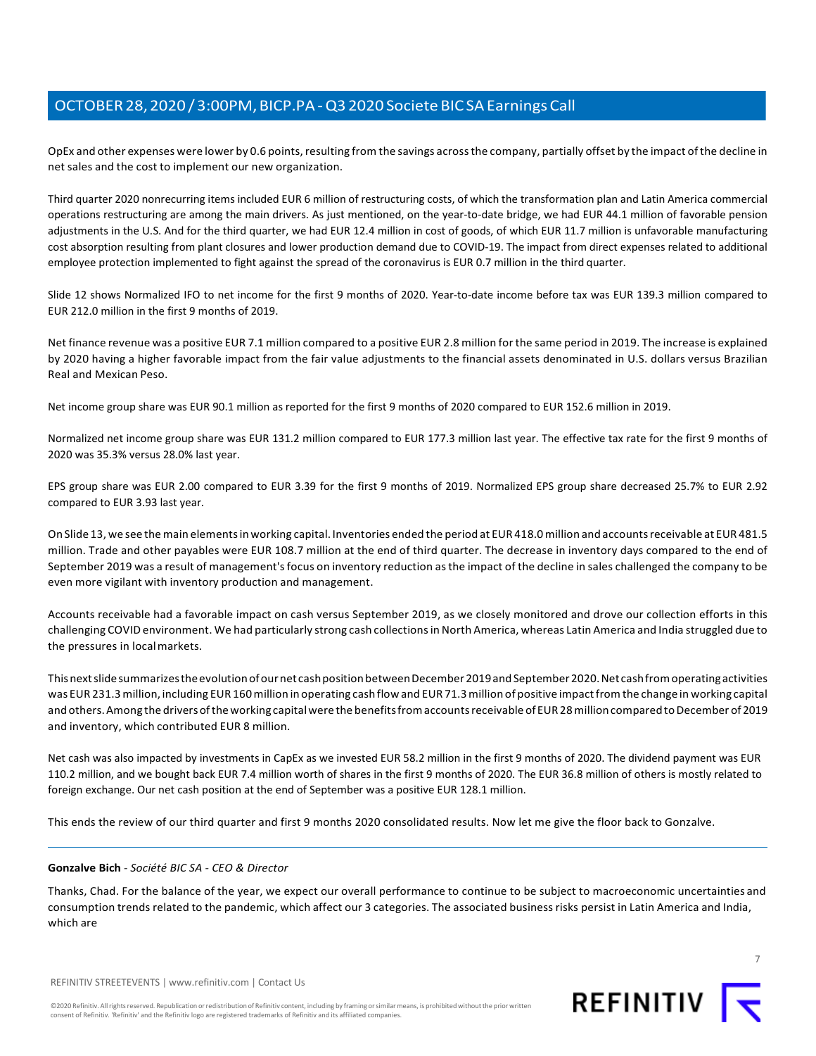OpEx and other expenses were lower by 0.6 points, resulting from the savings across the company, partially offset by the impact of the decline in net sales and the cost to implement our new organization.

Third quarter 2020 nonrecurring items included EUR 6 million of restructuring costs, of which the transformation plan and Latin America commercial operations restructuring are among the main drivers. As just mentioned, on the year-to-date bridge, we had EUR 44.1 million of favorable pension adjustments in the U.S. And for the third quarter, we had EUR 12.4 million in cost of goods, of which EUR 11.7 million is unfavorable manufacturing cost absorption resulting from plant closures and lower production demand due to COVID-19. The impact from direct expenses related to additional employee protection implemented to fight against the spread of the coronavirus is EUR 0.7 million in the third quarter.

Slide 12 shows Normalized IFO to net income for the first 9 months of 2020. Year-to-date income before tax was EUR 139.3 million compared to EUR 212.0 million in the first 9 months of 2019.

Net finance revenue was a positive EUR 7.1 million compared to a positive EUR 2.8 million for the same period in 2019. The increase is explained by 2020 having a higher favorable impact from the fair value adjustments to the financial assets denominated in U.S. dollars versus Brazilian Real and Mexican Peso.

Net income group share was EUR 90.1 million as reported for the first 9 months of 2020 compared to EUR 152.6 million in 2019.

Normalized net income group share was EUR 131.2 million compared to EUR 177.3 million last year. The effective tax rate for the first 9 months of 2020 was 35.3% versus 28.0% last year.

EPS group share was EUR 2.00 compared to EUR 3.39 for the first 9 months of 2019. Normalized EPS group share decreased 25.7% to EUR 2.92 compared to EUR 3.93 last year.

On Slide 13, we see the main elements in working capital. Inventories ended the period at EUR 418.0 million and accounts receivable at EUR 481.5 million. Trade and other payables were EUR 108.7 million at the end of third quarter. The decrease in inventory days compared to the end of September 2019 was a result of management's focus on inventory reduction as the impact of the decline in sales challenged the company to be even more vigilant with inventory production and management.

Accounts receivable had a favorable impact on cash versus September 2019, as we closely monitored and drove our collection efforts in this challenging COVID environment. We had particularly strong cash collections in North America, whereas Latin America and India struggled due to the pressures in local markets.

This next slide summarizes the evolution of our net cash position between December 2019 and September 2020. Net cash from operating activities was EUR 231.3 million, including EUR 160 million in operating cash flow and EUR 71.3 million of positive impact from the change in working capital and others. Among the drivers of the working capital were the benefits from accounts receivable of EUR 28 million compared to December of 2019 and inventory, which contributed EUR 8 million.

Net cash was also impacted by investments in CapEx as we invested EUR 58.2 million in the first 9 months of 2020. The dividend payment was EUR 110.2 million, and we bought back EUR 7.4 million worth of shares in the first 9 months of 2020. The EUR 36.8 million of others is mostly related to foreign exchange. Our net cash position at the end of September was a positive EUR 128.1 million.

This ends the review of our third quarter and first 9 months 2020 consolidated results. Now let me give the floor back to Gonzalve.

---

**Gonzalve Bich** - *Société BIC SA - CEO & Director*

Thanks, Chad. For the balance of the year, we expect our overall performance to continue to be subject to macroeconomic uncertainties and consumption trends related to the pandemic, which affect our 3 categories. The associated business risks persist in Latin America and India, which are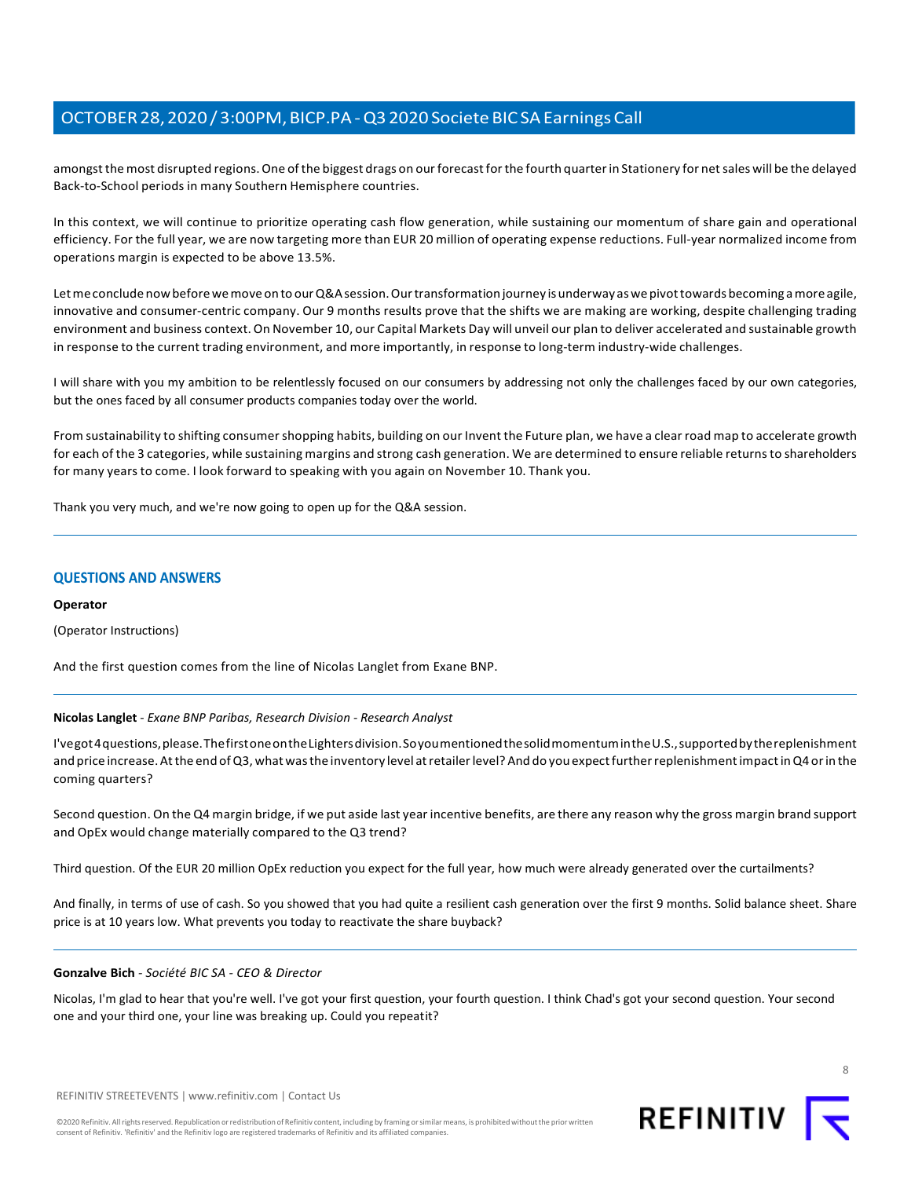amongst the most disrupted regions. One of the biggest drags on our forecast for the fourth quarter in Stationery for net sales will be the delayed Back-to-School periods in many Southern Hemisphere countries.

In this context, we will continue to prioritize operating cash flow generation, while sustaining our momentum of share gain and operational efficiency. For the full year, we are now targeting more than EUR 20 million of operating expense reductions. Full-year normalized income from operations margin is expected to be above 13.5%.

Let me conclude now before we move on to our Q&A session. Our transformation journey is underway as we pivot towards becoming a more agile, innovative and consumer-centric company. Our 9 months results prove that the shifts we are making are working, despite challenging trading environment and business context. On November 10, our Capital Markets Day will unveil our plan to deliver accelerated and sustainable growth in response to the current trading environment, and more importantly, in response to long-term industry-wide challenges.

I will share with you my ambition to be relentlessly focused on our consumers by addressing not only the challenges faced by our own categories, but the ones faced by all consumer products companies today over the world.

From sustainability to shifting consumer shopping habits, building on our Invent the Future plan, we have a clear road map to accelerate growth for each of the 3 categories, while sustaining margins and strong cash generation. We are determined to ensure reliable returns to shareholders for many years to come. I look forward to speaking with you again on November 10. Thank you.

Thank you very much, and we're now going to open up for the Q&A session.

---

## QUESTIONS AND ANSWERS

**Operator**

(Operator Instructions)

And the first question comes from the line of Nicolas Langlet from Exane BNP.

---

**Nicolas Langlet** - *Exane BNP Paribas, Research Division - Research Analyst*

I've got 4 questions, please. The first one on the Lighters division. So you mentioned the solid momentum in the U.S., supported by the replenishment and price increase. At the end of Q3, what was the inventory level at retailer level? And do you expect further replenishment impact in Q4 or in the coming quarters?

Second question. On the Q4 margin bridge, if we put aside last year incentive benefits, are there any reason why the gross margin brand support and OpEx would change materially compared to the Q3 trend?

Third question. Of the EUR 20 million OpEx reduction you expect for the full year, how much were already generated over the curtailments?

And finally, in terms of use of cash. So you showed that you had quite a resilient cash generation over the first 9 months. Solid balance sheet. Share price is at 10 years low. What prevents you today to reactivate the share buyback?

---

**Gonzalve Bich** - *Société BIC SA - CEO & Director*

Nicolas, I'm glad to hear that you're well. I've got your first question, your fourth question. I think Chad's got your second question. Your second one and your third one, your line was breaking up. Could you repeat it?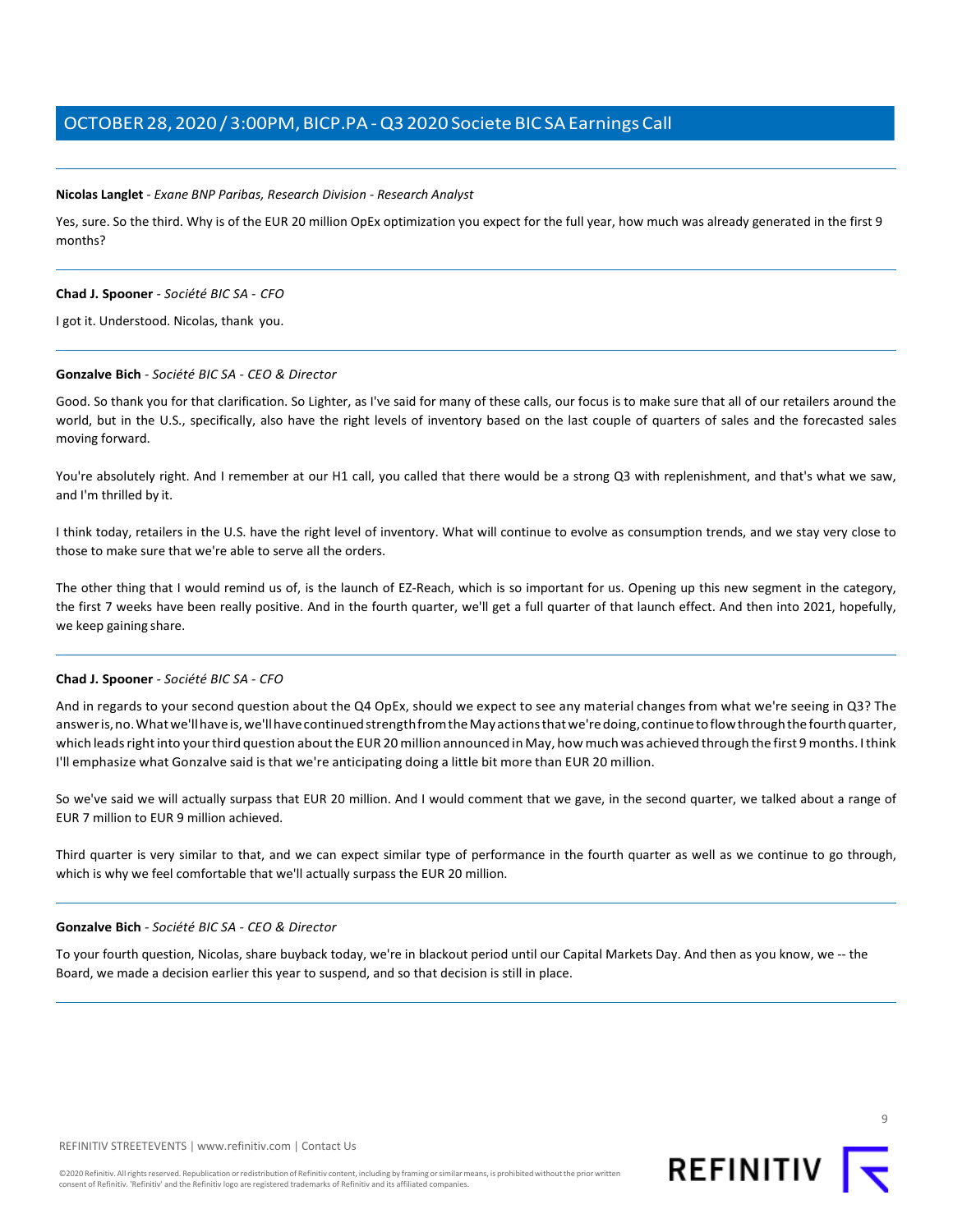**Nicolas Langlet** - *Exane BNP Paribas, Research Division - Research Analyst*

Yes, sure. So the third. Why is of the EUR 20 million OpEx optimization you expect for the full year, how much was already generated in the first 9 months?

---

**Chad J. Spooner** - *Société BIC SA - CFO*

I got it. Understood. Nicolas, thank you.

---

**Gonzalve Bich** - *Société BIC SA - CEO & Director*

Good. So thank you for that clarification. So Lighter, as I've said for many of these calls, our focus is to make sure that all of our retailers around the world, but in the U.S., specifically, also have the right levels of inventory based on the last couple of quarters of sales and the forecasted sales moving forward.

You're absolutely right. And I remember at our H1 call, you called that there would be a strong Q3 with replenishment, and that's what we saw, and I'm thrilled by it.

I think today, retailers in the U.S. have the right level of inventory. What will continue to evolve as consumption trends, and we stay very close to those to make sure that we're able to serve all the orders.

The other thing that I would remind us of, is the launch of EZ-Reach, which is so important for us. Opening up this new segment in the category, the first 7 weeks have been really positive. And in the fourth quarter, we'll get a full quarter of that launch effect. And then into 2021, hopefully, we keep gaining share.

---

**Chad J. Spooner** - *Société BIC SA - CFO*

And in regards to your second question about the Q4 OpEx, should we expect to see any material changes from what we're seeing in Q3? The answer is, no. What we'll have is, we'll have continued strength from the May actions that we're doing, continue to flow through the fourth quarter, which leads right into your third question about the EUR 20 million announced in May, how much was achieved through the first 9 months. I think I'll emphasize what Gonzalve said is that we're anticipating doing a little bit more than EUR 20 million.

So we've said we will actually surpass that EUR 20 million. And I would comment that we gave, in the second quarter, we talked about a range of EUR 7 million to EUR 9 million achieved.

Third quarter is very similar to that, and we can expect similar type of performance in the fourth quarter as well as we continue to go through, which is why we feel comfortable that we'll actually surpass the EUR 20 million.

---

**Gonzalve Bich** - *Société BIC SA - CEO & Director*

To your fourth question, Nicolas, share buyback today, we're in blackout period until our Capital Markets Day. And then as you know, we -- the Board, we made a decision earlier this year to suspend, and so that decision is still in place.

---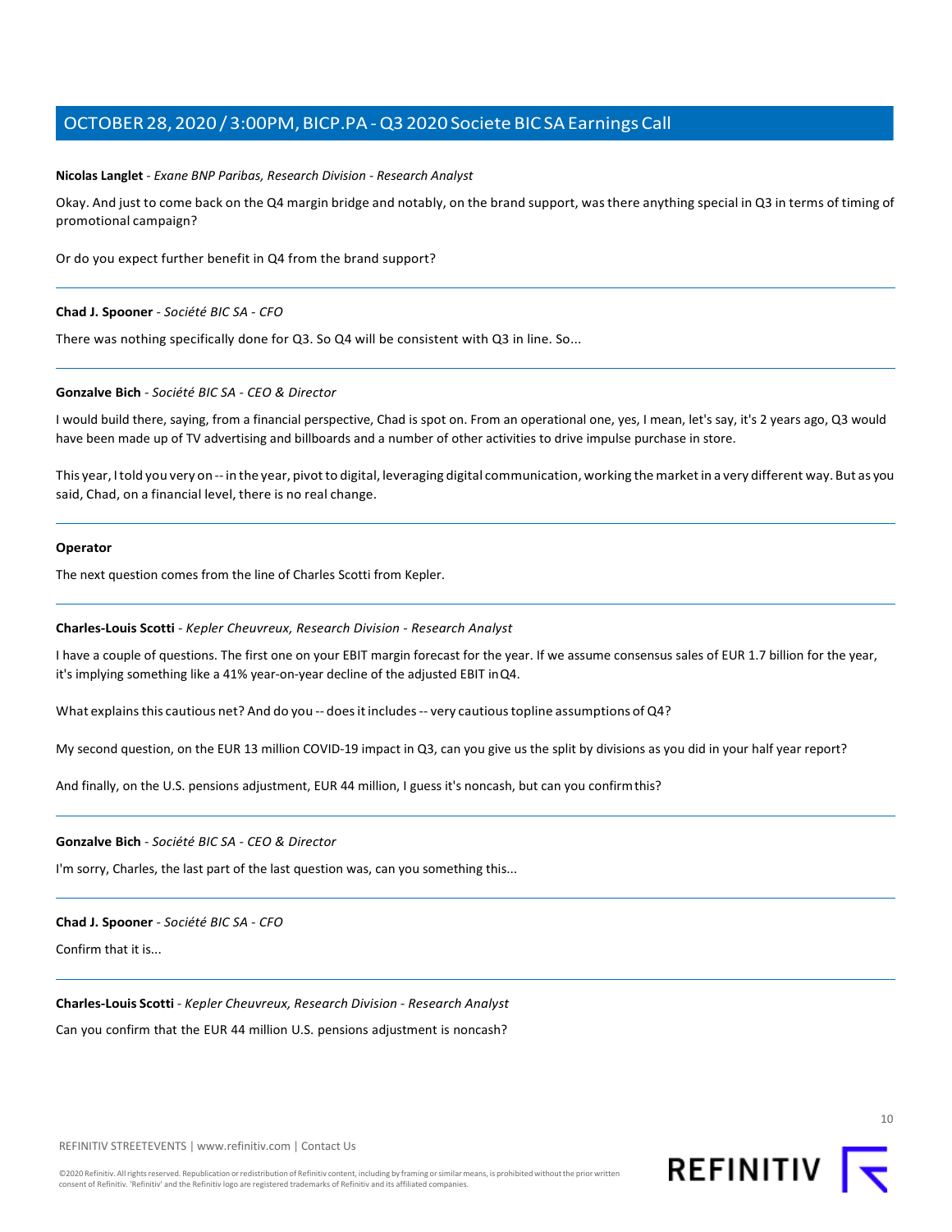**Nicolas Langlet** - *Exane BNP Paribas, Research Division - Research Analyst*

Okay. And just to come back on the Q4 margin bridge and notably, on the brand support, was there anything special in Q3 in terms of timing of promotional campaign?

Or do you expect further benefit in Q4 from the brand support?

---

**Chad J. Spooner** - *Société BIC SA - CFO*

There was nothing specifically done for Q3. So Q4 will be consistent with Q3 in line. So...

---

**Gonzalve Bich** - *Société BIC SA - CEO & Director*

I would build there, saying, from a financial perspective, Chad is spot on. From an operational one, yes, I mean, let's say, it's 2 years ago, Q3 would have been made up of TV advertising and billboards and a number of other activities to drive impulse purchase in store.

This year, I told you very on -- in the year, pivot to digital, leveraging digital communication, working the market in a very different way. But as you said, Chad, on a financial level, there is no real change.

---

**Operator**

The next question comes from the line of Charles Scotti from Kepler.

---

**Charles-Louis Scotti** - *Kepler Cheuvreux, Research Division - Research Analyst*

I have a couple of questions. The first one on your EBIT margin forecast for the year. If we assume consensus sales of EUR 1.7 billion for the year, it's implying something like a 41% year-on-year decline of the adjusted EBIT in Q4.

What explains this cautious net? And do you -- does it includes -- very cautious topline assumptions of Q4?

My second question, on the EUR 13 million COVID-19 impact in Q3, can you give us the split by divisions as you did in your half year report?

And finally, on the U.S. pensions adjustment, EUR 44 million, I guess it's noncash, but can you confirm this?

---

**Gonzalve Bich** - *Société BIC SA - CEO & Director*

I'm sorry, Charles, the last part of the last question was, can you something this...

---

**Chad J. Spooner** - *Société BIC SA - CFO*

Confirm that it is...

---

**Charles-Louis Scotti** - *Kepler Cheuvreux, Research Division - Research Analyst*

Can you confirm that the EUR 44 million U.S. pensions adjustment is noncash?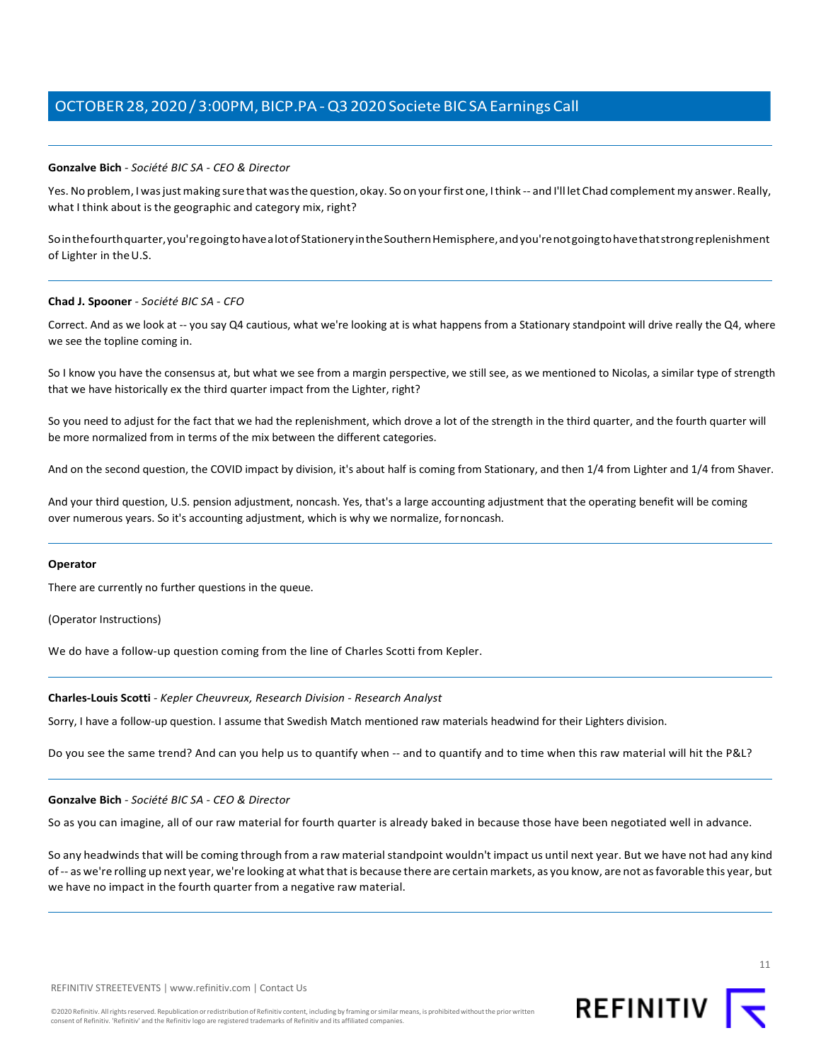**Gonzalve Bich** - *Société BIC SA - CEO & Director*

Yes. No problem, I was just making sure that was the question, okay. So on your first one, I think -- and I'll let Chad complement my answer. Really, what I think about is the geographic and category mix, right?

So in the fourth quarter, you're going to have a lot of Stationery in the Southern Hemisphere, and you're not going to have that strong replenishment of Lighter in the U.S.

**Chad J. Spooner** - *Société BIC SA - CFO*

Correct. And as we look at -- you say Q4 cautious, what we're looking at is what happens from a Stationary standpoint will drive really the Q4, where we see the topline coming in.

So I know you have the consensus at, but what we see from a margin perspective, we still see, as we mentioned to Nicolas, a similar type of strength that we have historically ex the third quarter impact from the Lighter, right?

So you need to adjust for the fact that we had the replenishment, which drove a lot of the strength in the third quarter, and the fourth quarter will be more normalized from in terms of the mix between the different categories.

And on the second question, the COVID impact by division, it's about half is coming from Stationary, and then 1/4 from Lighter and 1/4 from Shaver.

And your third question, U.S. pension adjustment, noncash. Yes, that's a large accounting adjustment that the operating benefit will be coming over numerous years. So it's accounting adjustment, which is why we normalize, for noncash.

**Operator**

There are currently no further questions in the queue.

(Operator Instructions)

We do have a follow-up question coming from the line of Charles Scotti from Kepler.

**Charles-Louis Scotti** - *Kepler Cheuvreux, Research Division - Research Analyst*

Sorry, I have a follow-up question. I assume that Swedish Match mentioned raw materials headwind for their Lighters division.

Do you see the same trend? And can you help us to quantify when -- and to quantify and to time when this raw material will hit the P&L?

**Gonzalve Bich** - *Société BIC SA - CEO & Director*

So as you can imagine, all of our raw material for fourth quarter is already baked in because those have been negotiated well in advance.

So any headwinds that will be coming through from a raw material standpoint wouldn't impact us until next year. But we have not had any kind of -- as we're rolling up next year, we're looking at what that is because there are certain markets, as you know, are not as favorable this year, but we have no impact in the fourth quarter from a negative raw material.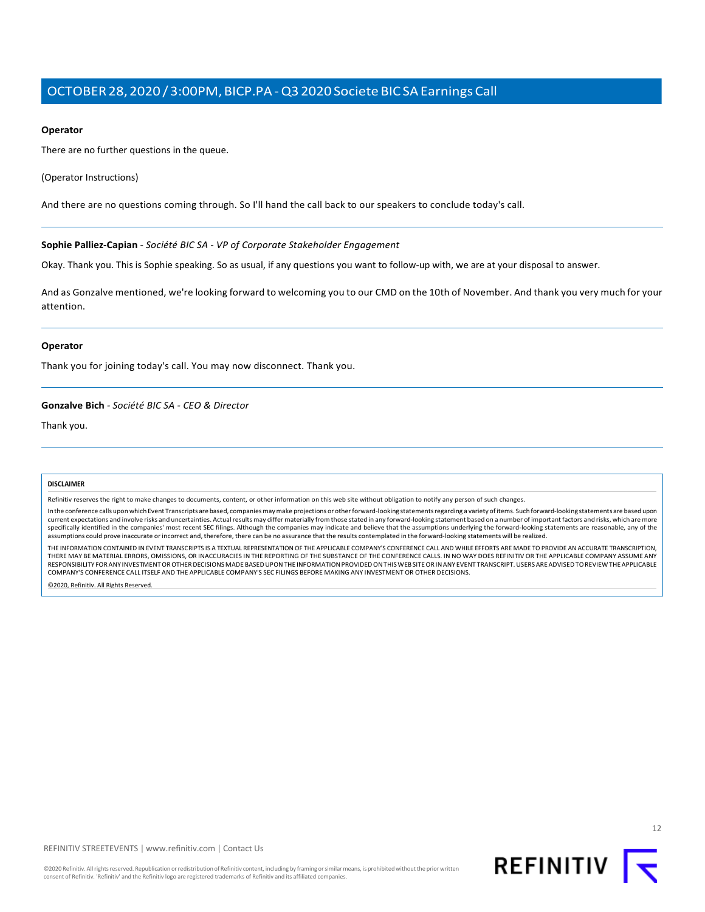**Operator**

There are no further questions in the queue.

(Operator Instructions)

And there are no questions coming through. So I'll hand the call back to our speakers to conclude today's call.

---

**Sophie Palliez-Capian** - *Société BIC SA - VP of Corporate Stakeholder Engagement*

Okay. Thank you. This is Sophie speaking. So as usual, if any questions you want to follow-up with, we are at your disposal to answer.

And as Gonzalve mentioned, we're looking forward to welcoming you to our CMD on the 10th of November. And thank you very much for your attention.

---

**Operator**

Thank you for joining today's call. You may now disconnect. Thank you.

---

**Gonzalve Bich** - *Société BIC SA - CEO & Director*

Thank you.

---

**DISCLAIMER**

Refinitiv reserves the right to make changes to documents, content, or other information on this web site without obligation to notify any person of such changes.

In the conference calls upon which Event Transcripts are based, companies may make projections or other forward-looking statements regarding a variety of items. Such forward-looking statements are based upon current expectations and involve risks and uncertainties. Actual results may differ materially from those stated in any forward-looking statement based on a number of important factors and risks, which are more specifically identified in the companies' most recent SEC filings. Although the companies may indicate and believe that the assumptions underlying the forward-looking statements are reasonable, any of the assumptions could prove inaccurate or incorrect and, therefore, there can be no assurance that the results contemplated in the forward-looking statements will be realized.

THE INFORMATION CONTAINED IN EVENT TRANSCRIPTS IS A TEXTUAL REPRESENTATION OF THE APPLICABLE COMPANY'S CONFERENCE CALL AND WHILE EFFORTS ARE MADE TO PROVIDE AN ACCURATE TRANSCRIPTION, THERE MAY BE MATERIAL ERRORS, OMISSIONS, OR INACCURACIES IN THE REPORTING OF THE SUBSTANCE OF THE CONFERENCE CALLS. IN NO WAY DOES REFINITIV OR THE APPLICABLE COMPANY ASSUME ANY RESPONSIBILITY FOR ANY INVESTMENT OR OTHER DECISIONS MADE BASED UPON THE INFORMATION PROVIDED ON THIS WEB SITE OR IN ANY EVENT TRANSCRIPT. USERS ARE ADVISED TO REVIEW THE APPLICABLE COMPANY'S CONFERENCE CALL ITSELF AND THE APPLICABLE COMPANY'S SEC FILINGS BEFORE MAKING ANY INVESTMENT OR OTHER DECISIONS.

©2020, Refinitiv. All Rights Reserved.